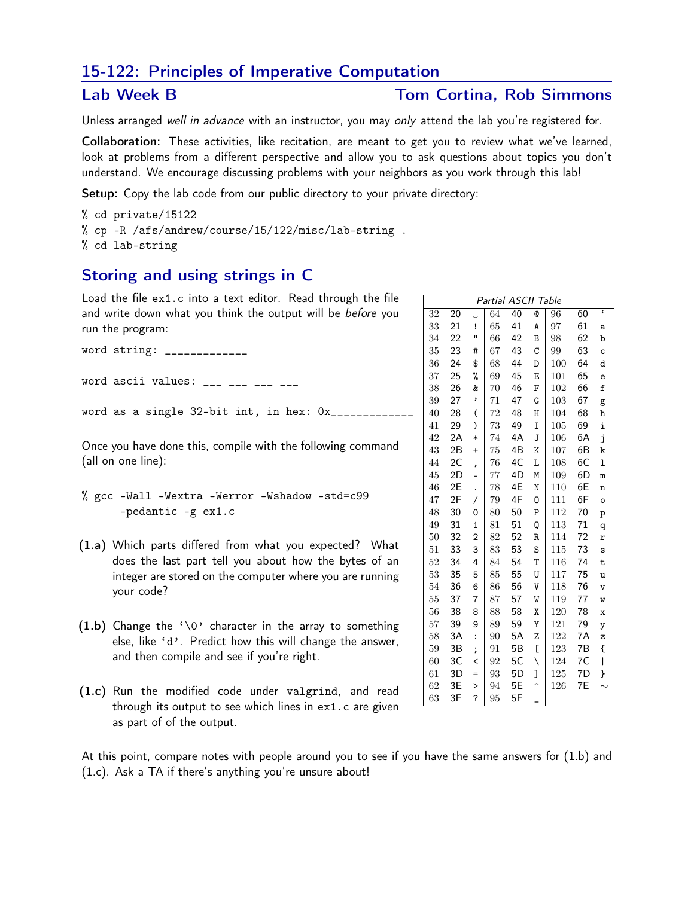# 15-122: Principles of Imperative Computation

## Lab Week B — Tom Cortina, Rob Simmons

Unless arranged *well in advance* with an instructor, you may *only* attend the lab you're registered for.

**Collaboration:** These activities, like recitation, are meant to get you to review what we've learned, look at problems from a different perspective and allow you to ask questions about topics you don't understand. We encourage discussing problems with your neighbors as you work through this lab!

**Setup:** Copy the lab code from our public directory to your private directory:

```
% cd private/15122
% cp -R /afs/andrew/course/15/122/misc/lab-string .
% cd lab-string
```

## Storing and using strings in C

Load the file `ex1.c` into a text editor. Read through the file and write down what you think the output will be *before* you run the program:

```
word string: _____________

word ascii values: ___ ___ ___ ___

word as a single 32-bit int, in hex: 0x____________
```

Once you have done this, compile with the following command (all on one line):

```
% gcc -Wall -Wextra -Werror -Wshadow -std=c99
      -pedantic -g ex1.c
```

**(1.a)** Which parts differed from what you expected? What does the last part tell you about how the bytes of an integer are stored on the computer where you are running your code?

**(1.b)** Change the `'\0'` character in the array to something else, like `'d'`. Predict how this will change the answer, and then compile and see if you're right.

**(1.c)** Run the modified code under `valgrind`, and read through its output to see which lines in `ex1.c` are given as part of of the output.

*Partial ASCII Table*

| | | | | | | | | |
|---|---|---|---|---|---|---|---|---|
| 32 | 20 | ␣ | 64 | 40 | @ | 96 | 60 | ` |
| 33 | 21 | ! | 65 | 41 | A | 97 | 61 | a |
| 34 | 22 | " | 66 | 42 | B | 98 | 62 | b |
| 35 | 23 | # | 67 | 43 | C | 99 | 63 | c |
| 36 | 24 | $ | 68 | 44 | D | 100 | 64 | d |
| 37 | 25 | % | 69 | 45 | E | 101 | 65 | e |
| 38 | 26 | & | 70 | 46 | F | 102 | 66 | f |
| 39 | 27 | ' | 71 | 47 | G | 103 | 67 | g |
| 40 | 28 | ( | 72 | 48 | H | 104 | 68 | h |
| 41 | 29 | ) | 73 | 49 | I | 105 | 69 | i |
| 42 | 2A | * | 74 | 4A | J | 106 | 6A | j |
| 43 | 2B | + | 75 | 4B | K | 107 | 6B | k |
| 44 | 2C | , | 76 | 4C | L | 108 | 6C | l |
| 45 | 2D | - | 77 | 4D | M | 109 | 6D | m |
| 46 | 2E | . | 78 | 4E | N | 110 | 6E | n |
| 47 | 2F | / | 79 | 4F | O | 111 | 6F | o |
| 48 | 30 | 0 | 80 | 50 | P | 112 | 70 | p |
| 49 | 31 | 1 | 81 | 51 | Q | 113 | 71 | q |
| 50 | 32 | 2 | 82 | 52 | R | 114 | 72 | r |
| 51 | 33 | 3 | 83 | 53 | S | 115 | 73 | s |
| 52 | 34 | 4 | 84 | 54 | T | 116 | 74 | t |
| 53 | 35 | 5 | 85 | 55 | U | 117 | 75 | u |
| 54 | 36 | 6 | 86 | 56 | V | 118 | 76 | v |
| 55 | 37 | 7 | 87 | 57 | W | 119 | 77 | w |
| 56 | 38 | 8 | 88 | 58 | X | 120 | 78 | x |
| 57 | 39 | 9 | 89 | 59 | Y | 121 | 79 | y |
| 58 | 3A | : | 90 | 5A | Z | 122 | 7A | z |
| 59 | 3B | ; | 91 | 5B | [ | 123 | 7B | { |
| 60 | 3C | < | 92 | 5C | \ | 124 | 7C | \| |
| 61 | 3D | = | 93 | 5D | ] | 125 | 7D | } |
| 62 | 3E | > | 94 | 5E | ^ | 126 | 7E | ~ |
| 63 | 3F | ? | 95 | 5F | _ | | | |

At this point, compare notes with people around you to see if you have the same answers for (1.b) and (1.c). Ask a TA if there's anything you're unsure about!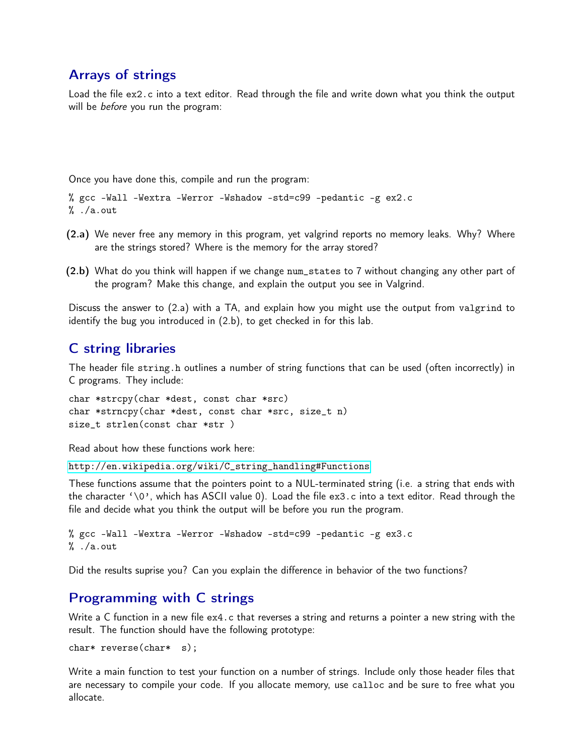## Arrays of strings

Load the file `ex2.c` into a text editor. Read through the file and write down what you think the output will be *before* you run the program:

Once you have done this, compile and run the program:

```
% gcc -Wall -Wextra -Werror -Wshadow -std=c99 -pedantic -g ex2.c
% ./a.out
```

**(2.a)** We never free any memory in this program, yet valgrind reports no memory leaks. Why? Where are the strings stored? Where is the memory for the array stored?

**(2.b)** What do you think will happen if we change `num_states` to 7 without changing any other part of the program? Make this change, and explain the output you see in Valgrind.

Discuss the answer to (2.a) with a TA, and explain how you might use the output from `valgrind` to identify the bug you introduced in (2.b), to get checked in for this lab.

## C string libraries

The header file `string.h` outlines a number of string functions that can be used (often incorrectly) in C programs. They include:

```
char *strcpy(char *dest, const char *src)
char *strncpy(char *dest, const char *src, size_t n)
size_t strlen(const char *str )
```

Read about how these functions work here:

http://en.wikipedia.org/wiki/C_string_handling#Functions

These functions assume that the pointers point to a NUL-terminated string (i.e. a string that ends with the character `'\0'`, which has ASCII value 0). Load the file `ex3.c` into a text editor. Read through the file and decide what you think the output will be before you run the program.

```
% gcc -Wall -Wextra -Werror -Wshadow -std=c99 -pedantic -g ex3.c
% ./a.out
```

Did the results suprise you? Can you explain the difference in behavior of the two functions?

## Programming with C strings

Write a C function in a new file `ex4.c` that reverses a string and returns a pointer a new string with the result. The function should have the following prototype:

```
char* reverse(char*  s);
```

Write a main function to test your function on a number of strings. Include only those header files that are necessary to compile your code. If you allocate memory, use `calloc` and be sure to free what you allocate.